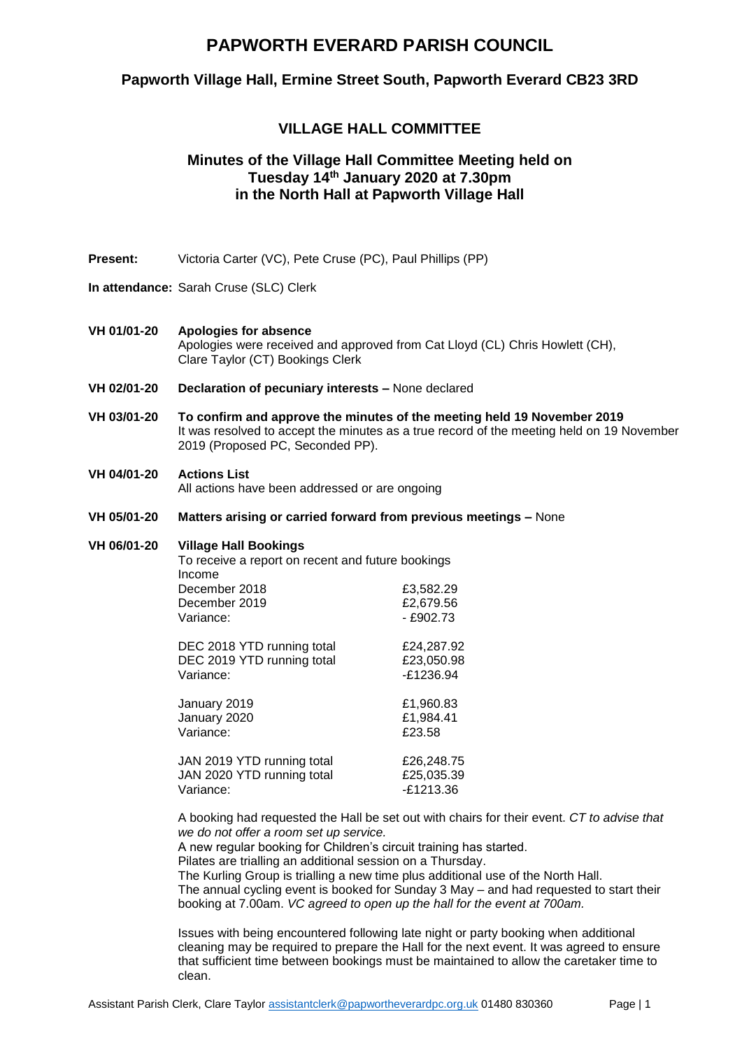# PAPWORTH EVERARD PARISH COUNCIL

## Papworth Village Hall, Ermine Street South, Papworth Everard CB23 3RD

## VILLAGE HALL COMMITTEE

### Minutes of the Village Hall Committee Meeting held on Tuesday 14th January 2020 at 7.30pm in the North Hall at Papworth Village Hall

**Present:** Victoria Carter (VC), Pete Cruse (PC), Paul Phillips (PP)

**In attendance:** Sarah Cruse (SLC) Clerk

**VH 01/01-20 Apologies for absence**
Apologies were received and approved from Cat Lloyd (CL) Chris Howlett (CH), Clare Taylor (CT) Bookings Clerk

**VH 02/01-20 Declaration of pecuniary interests –** None declared

**VH 03/01-20 To confirm and approve the minutes of the meeting held 19 November 2019**
It was resolved to accept the minutes as a true record of the meeting held on 19 November 2019 (Proposed PC, Seconded PP).

**VH 04/01-20 Actions List**
All actions have been addressed or are ongoing

**VH 05/01-20 Matters arising or carried forward from previous meetings –** None

**VH 06/01-20 Village Hall Bookings**
To receive a report on recent and future bookings

Income

| | |
|---|---|
| December 2018 | £3,582.29 |
| December 2019 | £2,679.56 |
| Variance: | - £902.73 |
| | |
| DEC 2018 YTD running total | £24,287.92 |
| DEC 2019 YTD running total | £23,050.98 |
| Variance: | -£1236.94 |
| | |
| January 2019 | £1,960.83 |
| January 2020 | £1,984.41 |
| Variance: | £23.58 |
| | |
| JAN 2019 YTD running total | £26,248.75 |
| JAN 2020 YTD running total | £25,035.39 |
| Variance: | -£1213.36 |

A booking had requested the Hall be set out with chairs for their event. *CT to advise that we do not offer a room set up service.*
A new regular booking for Children's circuit training has started.
Pilates are trialling an additional session on a Thursday.
The Kurling Group is trialling a new time plus additional use of the North Hall.
The annual cycling event is booked for Sunday 3 May – and had requested to start their booking at 7.00am. *VC agreed to open up the hall for the event at 700am.*

Issues with being encountered following late night or party booking when additional cleaning may be required to prepare the Hall for the next event. It was agreed to ensure that sufficient time between bookings must be maintained to allow the caretaker time to clean.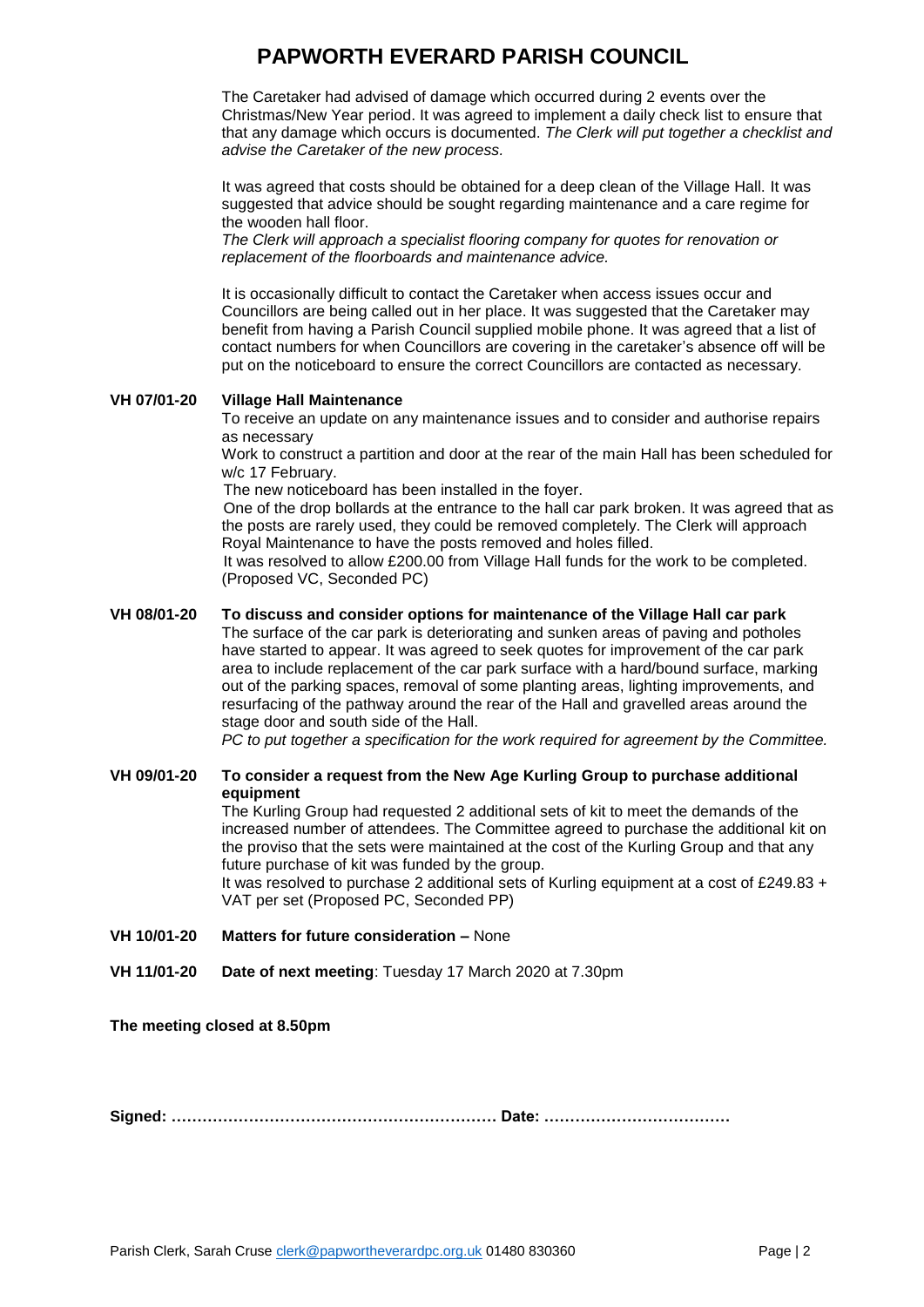The Caretaker had advised of damage which occurred during 2 events over the Christmas/New Year period. It was agreed to implement a daily check list to ensure that that any damage which occurs is documented. *The Clerk will put together a checklist and advise the Caretaker of the new process.*

It was agreed that costs should be obtained for a deep clean of the Village Hall. It was suggested that advice should be sought regarding maintenance and a care regime for the wooden hall floor.
*The Clerk will approach a specialist flooring company for quotes for renovation or replacement of the floorboards and maintenance advice.*

It is occasionally difficult to contact the Caretaker when access issues occur and Councillors are being called out in her place. It was suggested that the Caretaker may benefit from having a Parish Council supplied mobile phone. It was agreed that a list of contact numbers for when Councillors are covering in the caretaker's absence off will be put on the noticeboard to ensure the correct Councillors are contacted as necessary.

**VH 07/01-20 Village Hall Maintenance**

To receive an update on any maintenance issues and to consider and authorise repairs as necessary

Work to construct a partition and door at the rear of the main Hall has been scheduled for w/c 17 February.

The new noticeboard has been installed in the foyer.

One of the drop bollards at the entrance to the hall car park broken. It was agreed that as the posts are rarely used, they could be removed completely. The Clerk will approach Royal Maintenance to have the posts removed and holes filled.

It was resolved to allow £200.00 from Village Hall funds for the work to be completed. (Proposed VC, Seconded PC)

**VH 08/01-20 To discuss and consider options for maintenance of the Village Hall car park**

The surface of the car park is deteriorating and sunken areas of paving and potholes have started to appear. It was agreed to seek quotes for improvement of the car park area to include replacement of the car park surface with a hard/bound surface, marking out of the parking spaces, removal of some planting areas, lighting improvements, and resurfacing of the pathway around the rear of the Hall and gravelled areas around the stage door and south side of the Hall.

*PC to put together a specification for the work required for agreement by the Committee.*

**VH 09/01-20 To consider a request from the New Age Kurling Group to purchase additional equipment**

The Kurling Group had requested 2 additional sets of kit to meet the demands of the increased number of attendees. The Committee agreed to purchase the additional kit on the proviso that the sets were maintained at the cost of the Kurling Group and that any future purchase of kit was funded by the group.

It was resolved to purchase 2 additional sets of Kurling equipment at a cost of £249.83 + VAT per set (Proposed PC, Seconded PP)

**VH 10/01-20 Matters for future consideration –** None

**VH 11/01-20 Date of next meeting**: Tuesday 17 March 2020 at 7.30pm

**The meeting closed at 8.50pm**

**Signed: ……………………………………………………… Date: ………………………………**